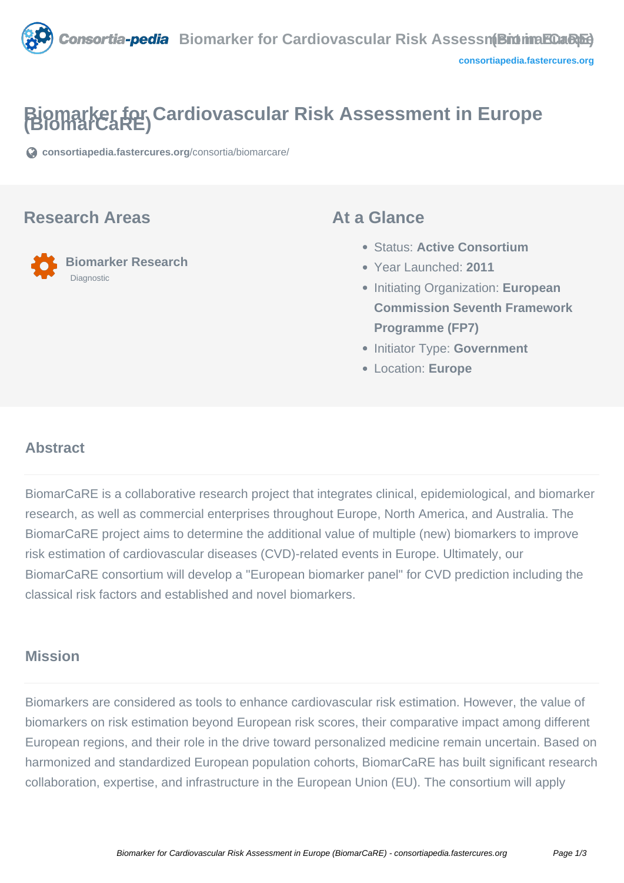# Biomarker for Cardiovascular Risk Assessment in Europe (BiomarCaRE)

consortiapedia.fastercures.org/consortia/biomarcare/

## Research Areas

**Biomarker Research**

Diagnostic

## At a Glance

- Status: **Active Consortium**
- Year Launched: **2011**
- Initiating Organization: **European Commission Seventh Framework Programme (FP7)**
- Initiator Type: **Government**
- Location: **Europe**

## Abstract

BiomarCaRE is a collaborative research project that integrates clinical, epidemiological, and biomarker research, as well as commercial enterprises throughout Europe, North America, and Australia. The BiomarCaRE project aims to determine the additional value of multiple (new) biomarkers to improve risk estimation of cardiovascular diseases (CVD)-related events in Europe. Ultimately, our BiomarCaRE consortium will develop a "European biomarker panel" for CVD prediction including the classical risk factors and established and novel biomarkers.

## Mission

Biomarkers are considered as tools to enhance cardiovascular risk estimation. However, the value of biomarkers on risk estimation beyond European risk scores, their comparative impact among different European regions, and their role in the drive toward personalized medicine remain uncertain. Based on harmonized and standardized European population cohorts, BiomarCaRE has built significant research collaboration, expertise, and infrastructure in the European Union (EU). The consortium will apply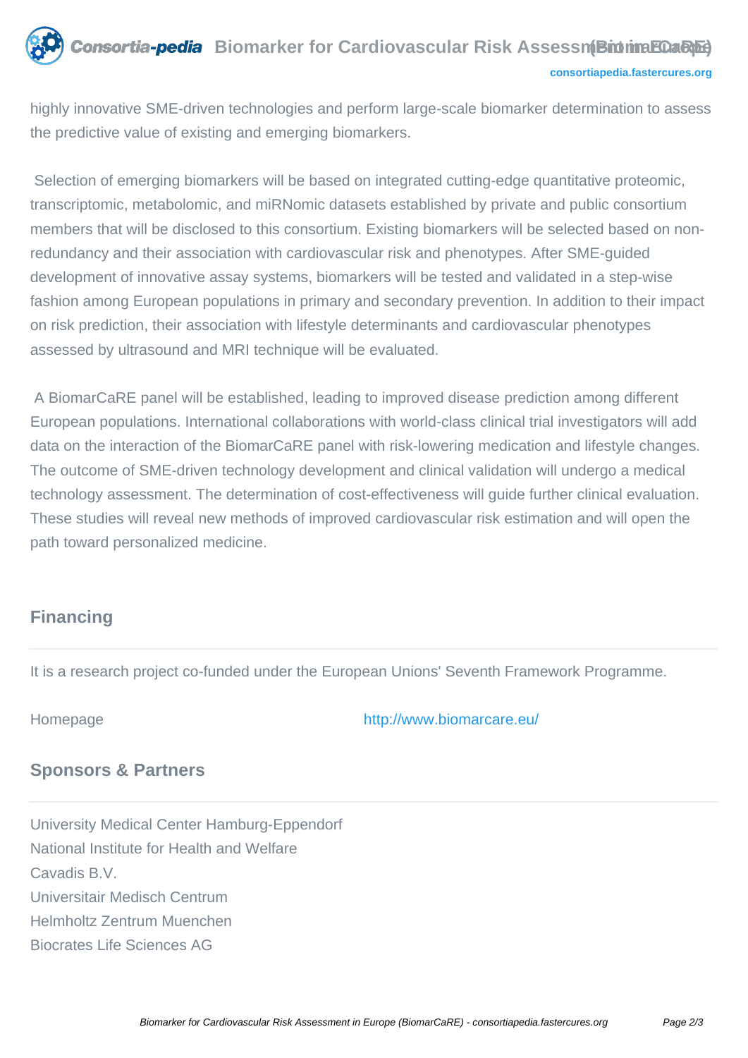highly innovative SME-driven technologies and perform large-scale biomarker determination to assess the predictive value of existing and emerging biomarkers.

Selection of emerging biomarkers will be based on integrated cutting-edge quantitative proteomic, transcriptomic, metabolomic, and miRNomic datasets established by private and public consortium members that will be disclosed to this consortium. Existing biomarkers will be selected based on non-redundancy and their association with cardiovascular risk and phenotypes. After SME-guided development of innovative assay systems, biomarkers will be tested and validated in a step-wise fashion among European populations in primary and secondary prevention. In addition to their impact on risk prediction, their association with lifestyle determinants and cardiovascular phenotypes assessed by ultrasound and MRI technique will be evaluated.

A BiomarCaRE panel will be established, leading to improved disease prediction among different European populations. International collaborations with world-class clinical trial investigators will add data on the interaction of the BiomarCaRE panel with risk-lowering medication and lifestyle changes. The outcome of SME-driven technology development and clinical validation will undergo a medical technology assessment. The determination of cost-effectiveness will guide further clinical evaluation. These studies will reveal new methods of improved cardiovascular risk estimation and will open the path toward personalized medicine.

## Financing

It is a research project co-funded under the European Unions' Seventh Framework Programme.

Homepage http://www.biomarcare.eu/

## Sponsors & Partners

University Medical Center Hamburg-Eppendorf
National Institute for Health and Welfare
Cavadis B.V.
Universitair Medisch Centrum
Helmholtz Zentrum Muenchen
Biocrates Life Sciences AG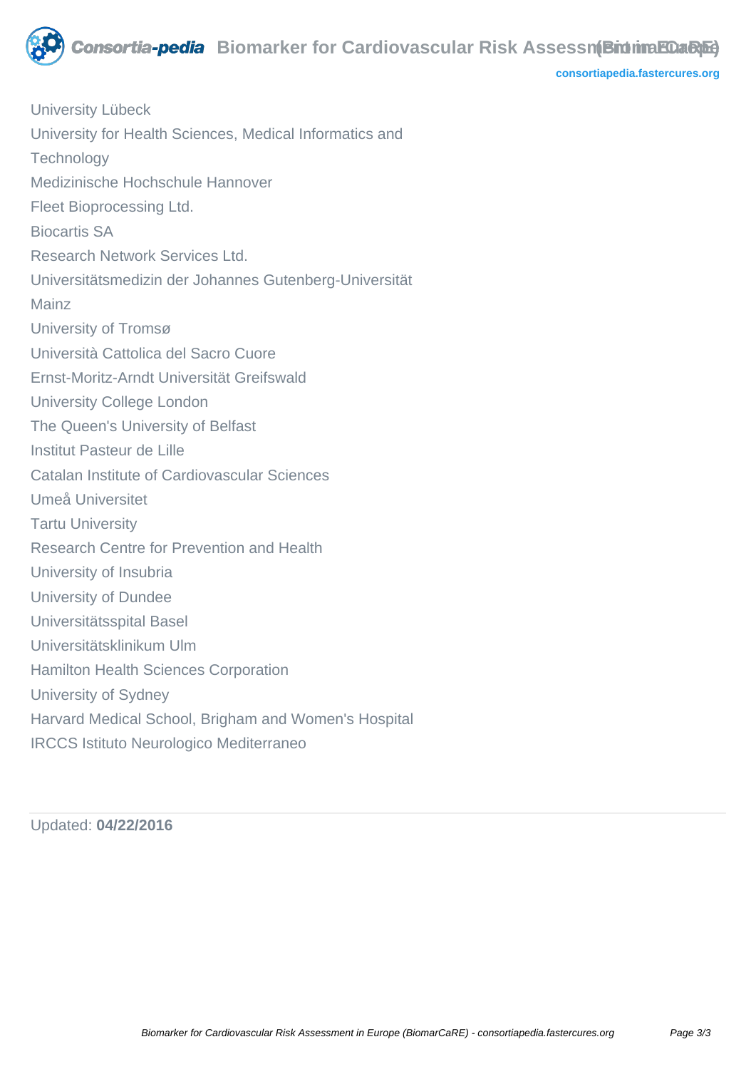University Lübeck
University for Health Sciences, Medical Informatics and Technology
Medizinische Hochschule Hannover
Fleet Bioprocessing Ltd.
Biocartis SA
Research Network Services Ltd.
Universitätsmedizin der Johannes Gutenberg-Universität Mainz
University of Tromsø
Università Cattolica del Sacro Cuore
Ernst-Moritz-Arndt Universität Greifswald
University College London
The Queen's University of Belfast
Institut Pasteur de Lille
Catalan Institute of Cardiovascular Sciences
Umeå Universitet
Tartu University
Research Centre for Prevention and Health
University of Insubria
University of Dundee
Universitätsspital Basel
Universitätsklinikum Ulm
Hamilton Health Sciences Corporation
University of Sydney
Harvard Medical School, Brigham and Women's Hospital
IRCCS Istituto Neurologico Mediterraneo

Updated: **04/22/2016**